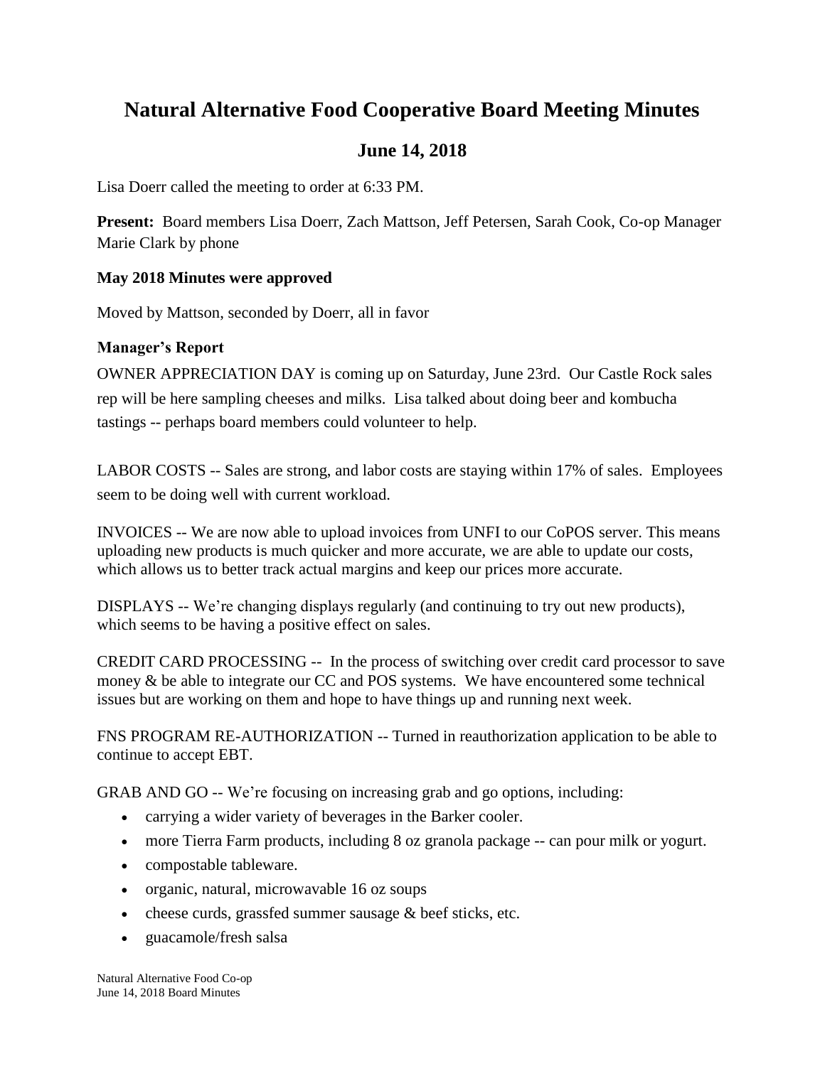# Natural Alternative Food Cooperative Board Meeting Minutes

## June 14, 2018

Lisa Doerr called the meeting to order at 6:33 PM.

**Present:** Board members Lisa Doerr, Zach Mattson, Jeff Petersen, Sarah Cook, Co-op Manager Marie Clark by phone

**May 2018 Minutes were approved**

Moved by Mattson, seconded by Doerr, all in favor

**Manager's Report**

OWNER APPRECIATION DAY is coming up on Saturday, June 23rd. Our Castle Rock sales rep will be here sampling cheeses and milks. Lisa talked about doing beer and kombucha tastings -- perhaps board members could volunteer to help.

LABOR COSTS -- Sales are strong, and labor costs are staying within 17% of sales. Employees seem to be doing well with current workload.

INVOICES -- We are now able to upload invoices from UNFI to our CoPOS server. This means uploading new products is much quicker and more accurate, we are able to update our costs, which allows us to better track actual margins and keep our prices more accurate.

DISPLAYS -- We're changing displays regularly (and continuing to try out new products), which seems to be having a positive effect on sales.

CREDIT CARD PROCESSING -- In the process of switching over credit card processor to save money & be able to integrate our CC and POS systems. We have encountered some technical issues but are working on them and hope to have things up and running next week.

FNS PROGRAM RE-AUTHORIZATION -- Turned in reauthorization application to be able to continue to accept EBT.

GRAB AND GO -- We're focusing on increasing grab and go options, including:

- carrying a wider variety of beverages in the Barker cooler.
- more Tierra Farm products, including 8 oz granola package -- can pour milk or yogurt.
- compostable tableware.
- organic, natural, microwavable 16 oz soups
- cheese curds, grassfed summer sausage & beef sticks, etc.
- guacamole/fresh salsa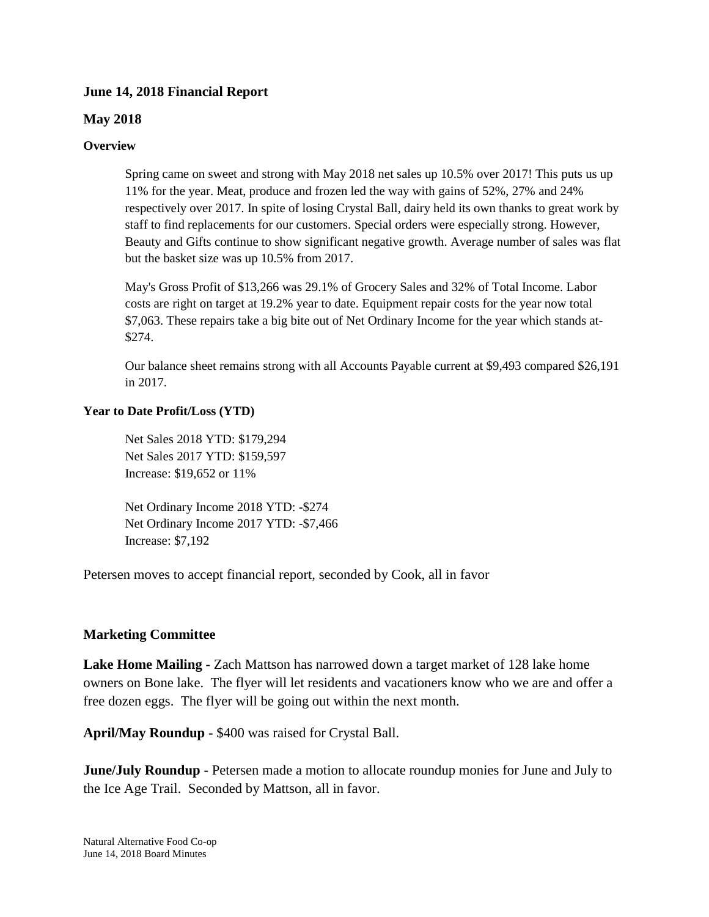**June 14, 2018 Financial Report**

**May 2018**

**Overview**

Spring came on sweet and strong with May 2018 net sales up 10.5% over 2017! This puts us up 11% for the year. Meat, produce and frozen led the way with gains of 52%, 27% and 24% respectively over 2017. In spite of losing Crystal Ball, dairy held its own thanks to great work by staff to find replacements for our customers. Special orders were especially strong. However, Beauty and Gifts continue to show significant negative growth. Average number of sales was flat but the basket size was up 10.5% from 2017.

May's Gross Profit of $13,266 was 29.1% of Grocery Sales and 32% of Total Income. Labor costs are right on target at 19.2% year to date. Equipment repair costs for the year now total $7,063. These repairs take a big bite out of Net Ordinary Income for the year which stands at-$274.

Our balance sheet remains strong with all Accounts Payable current at $9,493 compared $26,191 in 2017.

**Year to Date Profit/Loss (YTD)**

Net Sales 2018 YTD: $179,294
Net Sales 2017 YTD: $159,597
Increase: $19,652 or 11%

Net Ordinary Income 2018 YTD: -$274
Net Ordinary Income 2017 YTD: -$7,466
Increase: $7,192

Petersen moves to accept financial report, seconded by Cook, all in favor

**Marketing Committee**

**Lake Home Mailing -** Zach Mattson has narrowed down a target market of 128 lake home owners on Bone lake. The flyer will let residents and vacationers know who we are and offer a free dozen eggs. The flyer will be going out within the next month.

**April/May Roundup -** $400 was raised for Crystal Ball.

**June/July Roundup -** Petersen made a motion to allocate roundup monies for June and July to the Ice Age Trail. Seconded by Mattson, all in favor.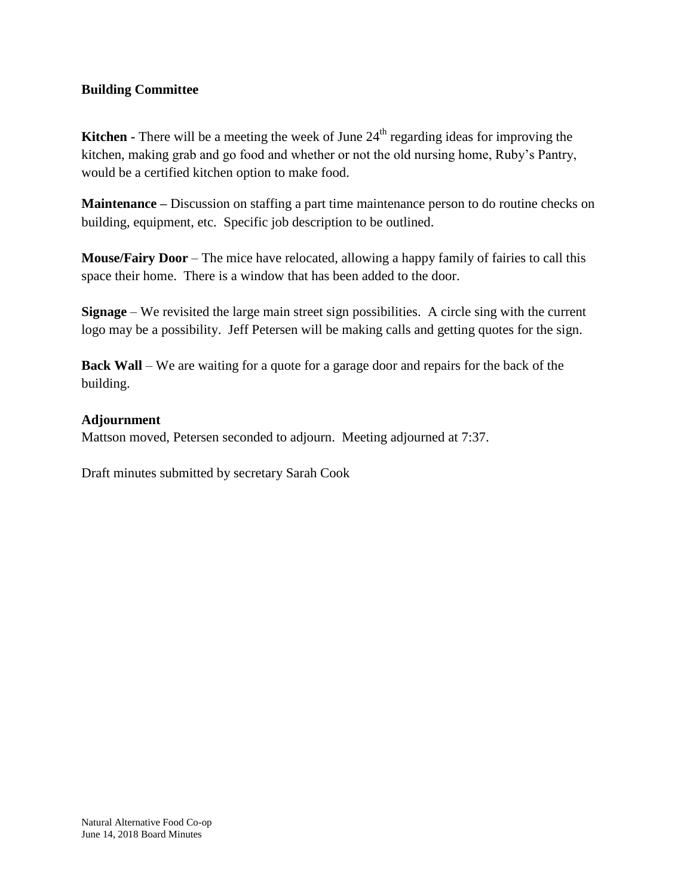**Building Committee**

**Kitchen -** There will be a meeting the week of June 24th regarding ideas for improving the kitchen, making grab and go food and whether or not the old nursing home, Ruby's Pantry, would be a certified kitchen option to make food.

**Maintenance –** Discussion on staffing a part time maintenance person to do routine checks on building, equipment, etc. Specific job description to be outlined.

**Mouse/Fairy Door** – The mice have relocated, allowing a happy family of fairies to call this space their home. There is a window that has been added to the door.

**Signage** – We revisited the large main street sign possibilities. A circle sing with the current logo may be a possibility. Jeff Petersen will be making calls and getting quotes for the sign.

**Back Wall** – We are waiting for a quote for a garage door and repairs for the back of the building.

**Adjournment**
Mattson moved, Petersen seconded to adjourn. Meeting adjourned at 7:37.

Draft minutes submitted by secretary Sarah Cook